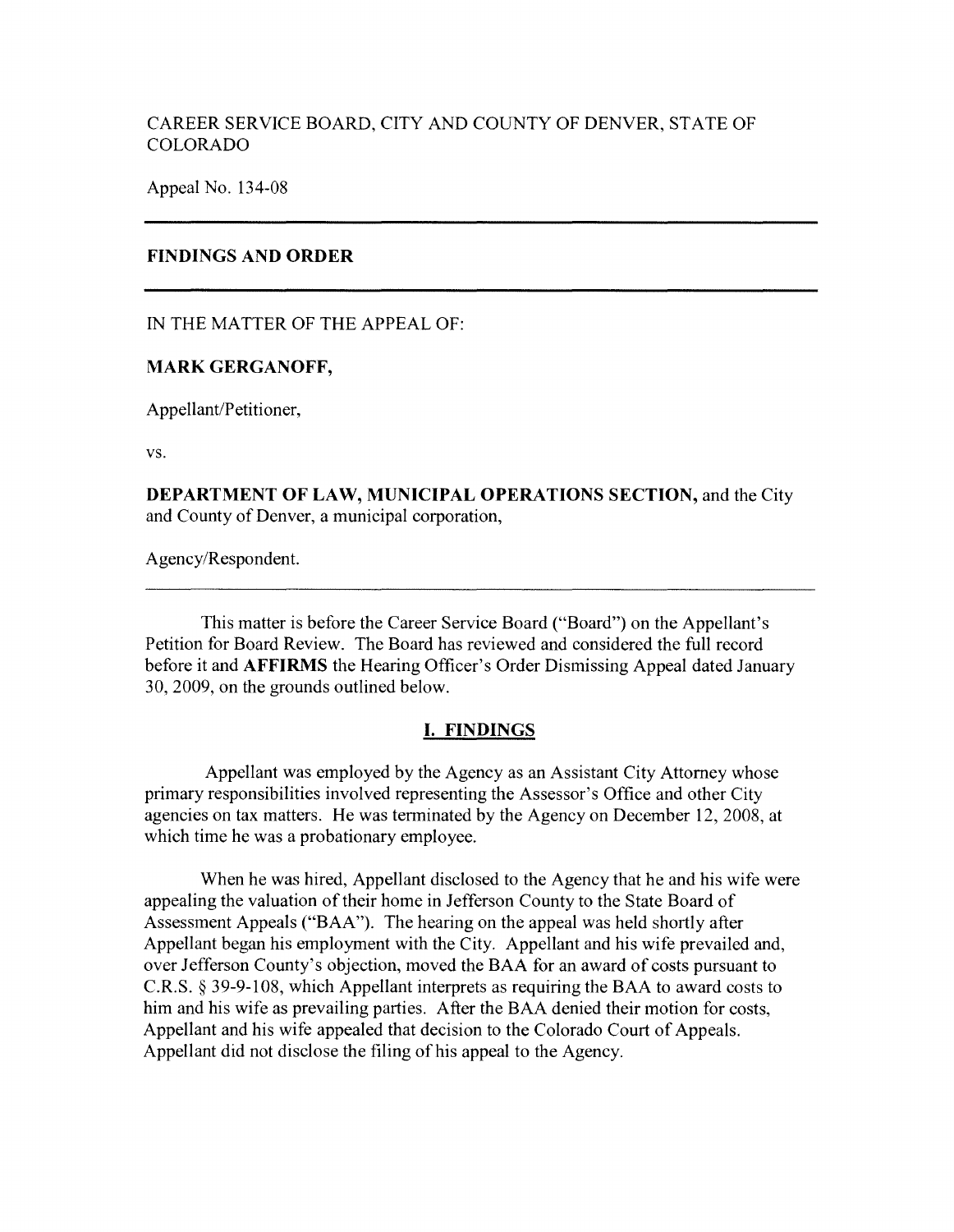CAREER SERVICE BOARD, CITY AND COUNTY OF DENVER, STATE OF COLORADO

Appeal No. 134-08

---

**FINDINGS AND ORDER**

---

IN THE MATTER OF THE APPEAL OF:

**MARK GERGANOFF,**

Appellant/Petitioner,

vs.

**DEPARTMENT OF LAW, MUNICIPAL OPERATIONS SECTION,** and the City and County of Denver, a municipal corporation,

Agency/Respondent.

---

This matter is before the Career Service Board ("Board") on the Appellant's Petition for Board Review. The Board has reviewed and considered the full record before it and **AFFIRMS** the Hearing Officer's Order Dismissing Appeal dated January 30, 2009, on the grounds outlined below.

## I. FINDINGS

Appellant was employed by the Agency as an Assistant City Attorney whose primary responsibilities involved representing the Assessor's Office and other City agencies on tax matters. He was terminated by the Agency on December 12, 2008, at which time he was a probationary employee.

When he was hired, Appellant disclosed to the Agency that he and his wife were appealing the valuation of their home in Jefferson County to the State Board of Assessment Appeals ("BAA"). The hearing on the appeal was held shortly after Appellant began his employment with the City. Appellant and his wife prevailed and, over Jefferson County's objection, moved the BAA for an award of costs pursuant to C.R.S. § 39-9-108, which Appellant interprets as requiring the BAA to award costs to him and his wife as prevailing parties. After the BAA denied their motion for costs, Appellant and his wife appealed that decision to the Colorado Court of Appeals. Appellant did not disclose the filing of his appeal to the Agency.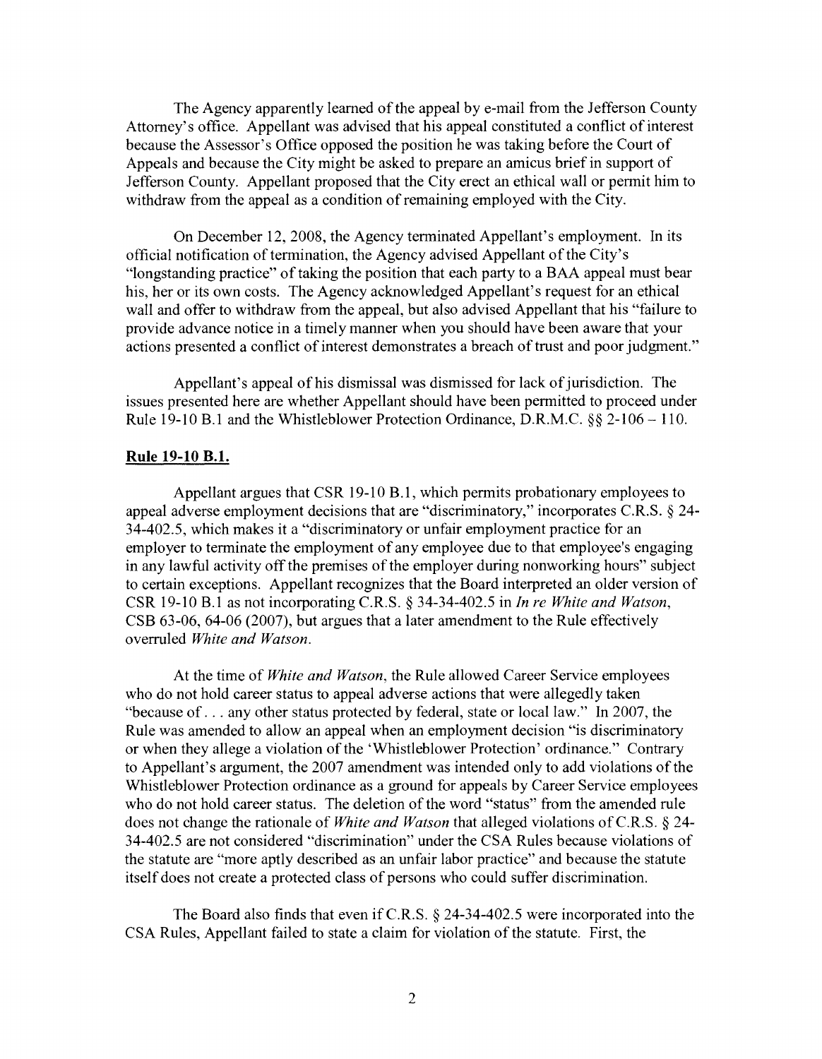The Agency apparently learned of the appeal by e-mail from the Jefferson County Attorney's office. Appellant was advised that his appeal constituted a conflict of interest because the Assessor's Office opposed the position he was taking before the Court of Appeals and because the City might be asked to prepare an amicus brief in support of Jefferson County. Appellant proposed that the City erect an ethical wall or permit him to withdraw from the appeal as a condition of remaining employed with the City.

On December 12, 2008, the Agency terminated Appellant's employment. In its official notification of termination, the Agency advised Appellant of the City's "longstanding practice" of taking the position that each party to a BAA appeal must bear his, her or its own costs. The Agency acknowledged Appellant's request for an ethical wall and offer to withdraw from the appeal, but also advised Appellant that his "failure to provide advance notice in a timely manner when you should have been aware that your actions presented a conflict of interest demonstrates a breach of trust and poor judgment."

Appellant's appeal of his dismissal was dismissed for lack of jurisdiction. The issues presented here are whether Appellant should have been permitted to proceed under Rule 19-10 B.1 and the Whistleblower Protection Ordinance, D.R.M.C. §§ 2-106 – 110.

**Rule 19-10 B.1.**

Appellant argues that CSR 19-10 B.1, which permits probationary employees to appeal adverse employment decisions that are "discriminatory," incorporates C.R.S. § 24-34-402.5, which makes it a "discriminatory or unfair employment practice for an employer to terminate the employment of any employee due to that employee's engaging in any lawful activity off the premises of the employer during nonworking hours" subject to certain exceptions. Appellant recognizes that the Board interpreted an older version of CSR 19-10 B.1 as not incorporating C.R.S. § 34-34-402.5 in *In re White and Watson*, CSB 63-06, 64-06 (2007), but argues that a later amendment to the Rule effectively overruled *White and Watson*.

At the time of *White and Watson*, the Rule allowed Career Service employees who do not hold career status to appeal adverse actions that were allegedly taken "because of . . . any other status protected by federal, state or local law." In 2007, the Rule was amended to allow an appeal when an employment decision "is discriminatory or when they allege a violation of the 'Whistleblower Protection' ordinance." Contrary to Appellant's argument, the 2007 amendment was intended only to add violations of the Whistleblower Protection ordinance as a ground for appeals by Career Service employees who do not hold career status. The deletion of the word "status" from the amended rule does not change the rationale of *White and Watson* that alleged violations of C.R.S. § 24-34-402.5 are not considered "discrimination" under the CSA Rules because violations of the statute are "more aptly described as an unfair labor practice" and because the statute itself does not create a protected class of persons who could suffer discrimination.

The Board also finds that even if C.R.S. § 24-34-402.5 were incorporated into the CSA Rules, Appellant failed to state a claim for violation of the statute. First, the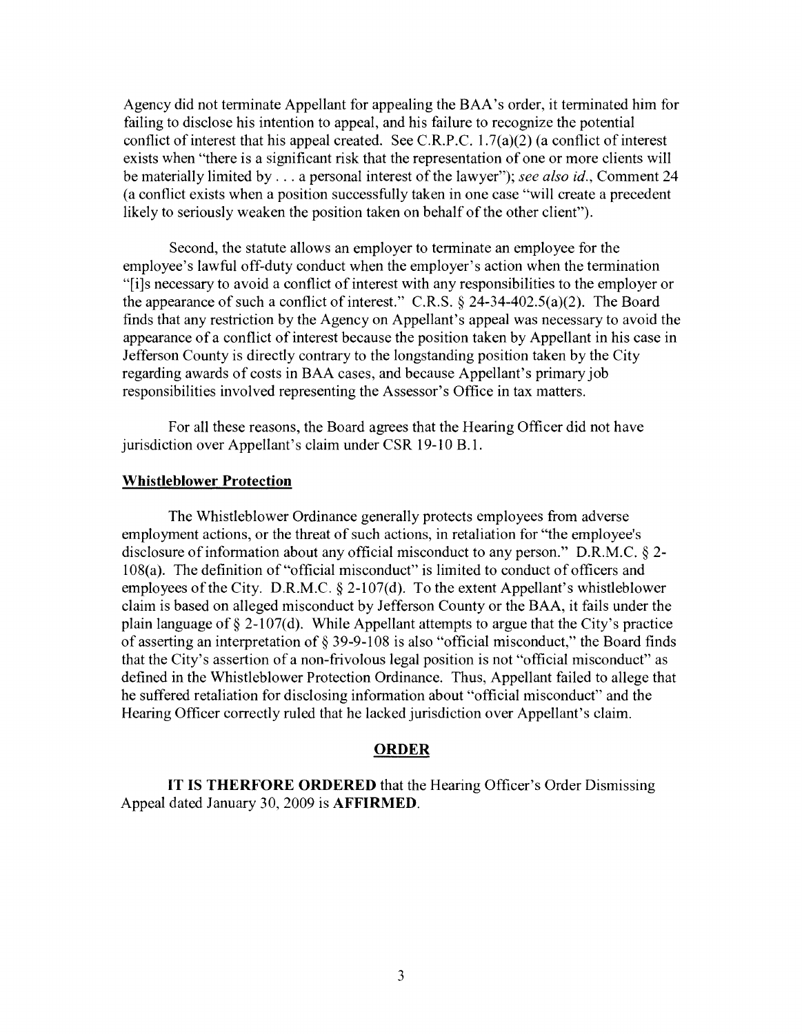Agency did not terminate Appellant for appealing the BAA's order, it terminated him for failing to disclose his intention to appeal, and his failure to recognize the potential conflict of interest that his appeal created. See C.R.P.C. 1.7(a)(2) (a conflict of interest exists when "there is a significant risk that the representation of one or more clients will be materially limited by . . . a personal interest of the lawyer"); *see also id.*, Comment 24 (a conflict exists when a position successfully taken in one case "will create a precedent likely to seriously weaken the position taken on behalf of the other client").

Second, the statute allows an employer to terminate an employee for the employee's lawful off-duty conduct when the employer's action when the termination "[i]s necessary to avoid a conflict of interest with any responsibilities to the employer or the appearance of such a conflict of interest." C.R.S. § 24-34-402.5(a)(2). The Board finds that any restriction by the Agency on Appellant's appeal was necessary to avoid the appearance of a conflict of interest because the position taken by Appellant in his case in Jefferson County is directly contrary to the longstanding position taken by the City regarding awards of costs in BAA cases, and because Appellant's primary job responsibilities involved representing the Assessor's Office in tax matters.

For all these reasons, the Board agrees that the Hearing Officer did not have jurisdiction over Appellant's claim under CSR 19-10 B.1.

**Whistleblower Protection**

The Whistleblower Ordinance generally protects employees from adverse employment actions, or the threat of such actions, in retaliation for "the employee's disclosure of information about any official misconduct to any person." D.R.M.C. § 2-108(a). The definition of "official misconduct" is limited to conduct of officers and employees of the City. D.R.M.C. § 2-107(d). To the extent Appellant's whistleblower claim is based on alleged misconduct by Jefferson County or the BAA, it fails under the plain language of § 2-107(d). While Appellant attempts to argue that the City's practice of asserting an interpretation of § 39-9-108 is also "official misconduct," the Board finds that the City's assertion of a non-frivolous legal position is not "official misconduct" as defined in the Whistleblower Protection Ordinance. Thus, Appellant failed to allege that he suffered retaliation for disclosing information about "official misconduct" and the Hearing Officer correctly ruled that he lacked jurisdiction over Appellant's claim.

**ORDER**

**IT IS THERFORE ORDERED** that the Hearing Officer's Order Dismissing Appeal dated January 30, 2009 is **AFFIRMED**.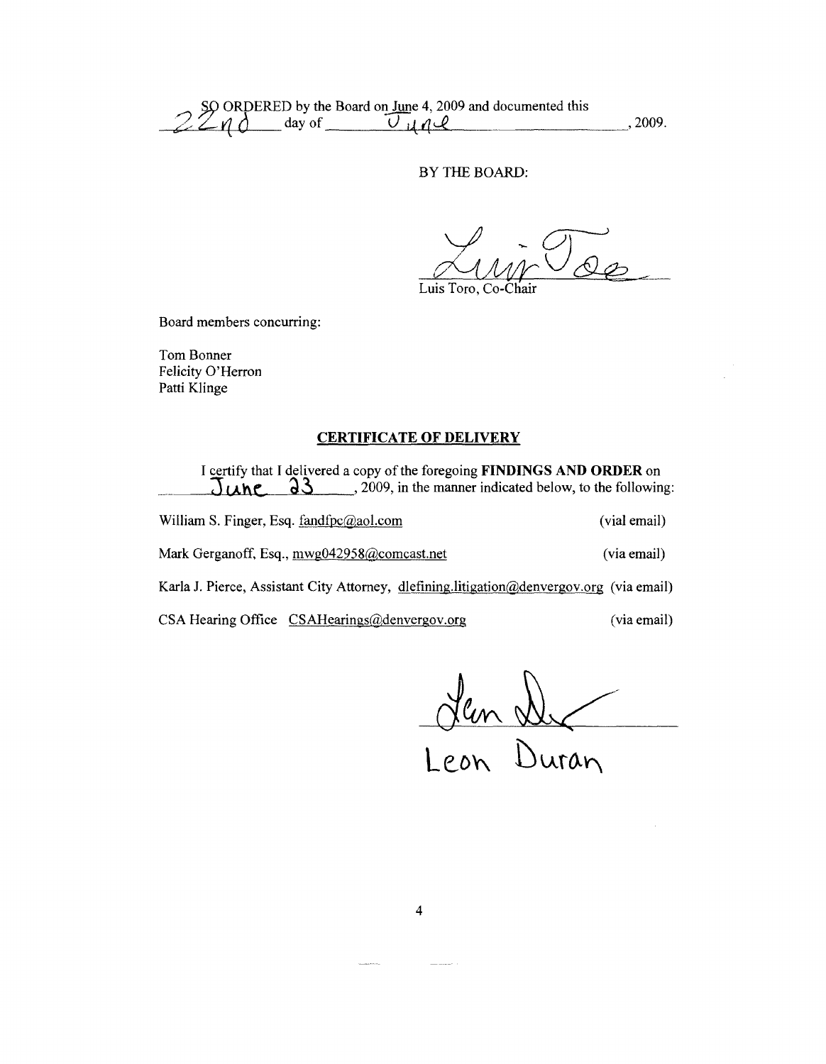SO ORDERED by the Board on June 4, 2009 and documented this 22nd day of June, 2009.

BY THE BOARD:

Luis Toro, Co-Chair

Board members concurring:

Tom Bonner
Felicity O'Herron
Patti Klinge

## CERTIFICATE OF DELIVERY

I certify that I delivered a copy of the foregoing **FINDINGS AND ORDER** on June 23, 2009, in the manner indicated below, to the following:

William S. Finger, Esq. fandfpc@aol.com (vial email)

Mark Gerganoff, Esq., mwg042958@comcast.net (via email)

Karla J. Pierce, Assistant City Attorney, dlefining.litigation@denvergov.org (via email)

CSA Hearing Office CSAHearings@denvergov.org (via email)

Leon Duran